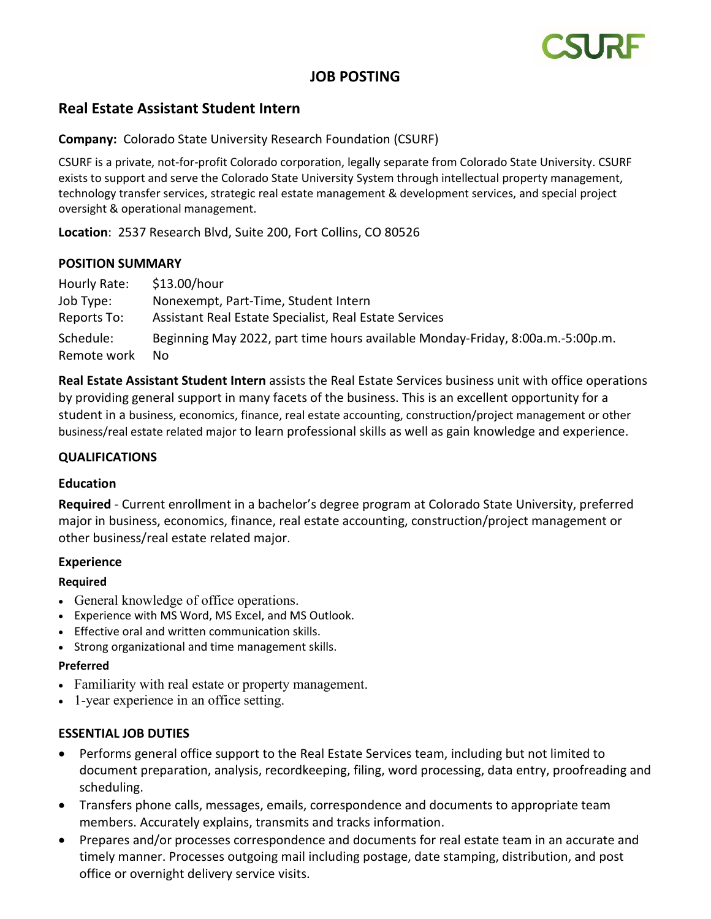CSURF

# JOB POSTING

## Real Estate Assistant Student Intern

**Company:** Colorado State University Research Foundation (CSURF)

CSURF is a private, not-for-profit Colorado corporation, legally separate from Colorado State University. CSURF exists to support and serve the Colorado State University System through intellectual property management, technology transfer services, strategic real estate management & development services, and special project oversight & operational management.

**Location**: 2537 Research Blvd, Suite 200, Fort Collins, CO 80526

### POSITION SUMMARY

| | |
|---|---|
| Hourly Rate: | $13.00/hour |
| Job Type: | Nonexempt, Part-Time, Student Intern |
| Reports To: | Assistant Real Estate Specialist, Real Estate Services |
| Schedule: | Beginning May 2022, part time hours available Monday-Friday, 8:00a.m.-5:00p.m. |
| Remote work | No |

**Real Estate Assistant Student Intern** assists the Real Estate Services business unit with office operations by providing general support in many facets of the business. This is an excellent opportunity for a student in a business, economics, finance, real estate accounting, construction/project management or other business/real estate related major to learn professional skills as well as gain knowledge and experience.

### QUALIFICATIONS

#### Education

**Required** - Current enrollment in a bachelor's degree program at Colorado State University, preferred major in business, economics, finance, real estate accounting, construction/project management or other business/real estate related major.

#### Experience

**Required**

- General knowledge of office operations.
- Experience with MS Word, MS Excel, and MS Outlook.
- Effective oral and written communication skills.
- Strong organizational and time management skills.

**Preferred**

- Familiarity with real estate or property management.
- 1-year experience in an office setting.

### ESSENTIAL JOB DUTIES

- Performs general office support to the Real Estate Services team, including but not limited to document preparation, analysis, recordkeeping, filing, word processing, data entry, proofreading and scheduling.
- Transfers phone calls, messages, emails, correspondence and documents to appropriate team members. Accurately explains, transmits and tracks information.
- Prepares and/or processes correspondence and documents for real estate team in an accurate and timely manner. Processes outgoing mail including postage, date stamping, distribution, and post office or overnight delivery service visits.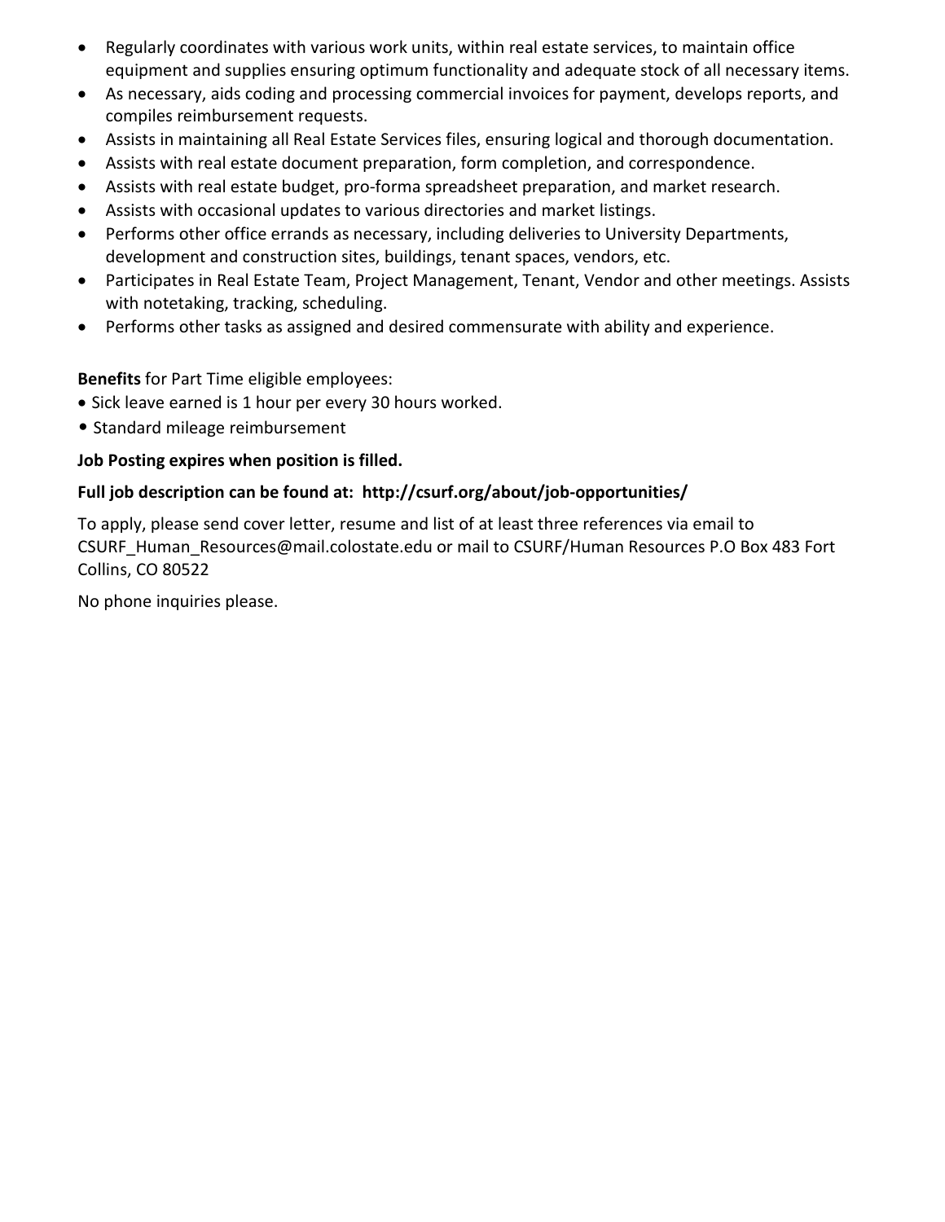- Regularly coordinates with various work units, within real estate services, to maintain office equipment and supplies ensuring optimum functionality and adequate stock of all necessary items.
- As necessary, aids coding and processing commercial invoices for payment, develops reports, and compiles reimbursement requests.
- Assists in maintaining all Real Estate Services files, ensuring logical and thorough documentation.
- Assists with real estate document preparation, form completion, and correspondence.
- Assists with real estate budget, pro-forma spreadsheet preparation, and market research.
- Assists with occasional updates to various directories and market listings.
- Performs other office errands as necessary, including deliveries to University Departments, development and construction sites, buildings, tenant spaces, vendors, etc.
- Participates in Real Estate Team, Project Management, Tenant, Vendor and other meetings. Assists with notetaking, tracking, scheduling.
- Performs other tasks as assigned and desired commensurate with ability and experience.

**Benefits** for Part Time eligible employees:

- Sick leave earned is 1 hour per every 30 hours worked.
- Standard mileage reimbursement

**Job Posting expires when position is filled.**

**Full job description can be found at: http://csurf.org/about/job-opportunities/**

To apply, please send cover letter, resume and list of at least three references via email to CSURF_Human_Resources@mail.colostate.edu or mail to CSURF/Human Resources P.O Box 483 Fort Collins, CO 80522

No phone inquiries please.